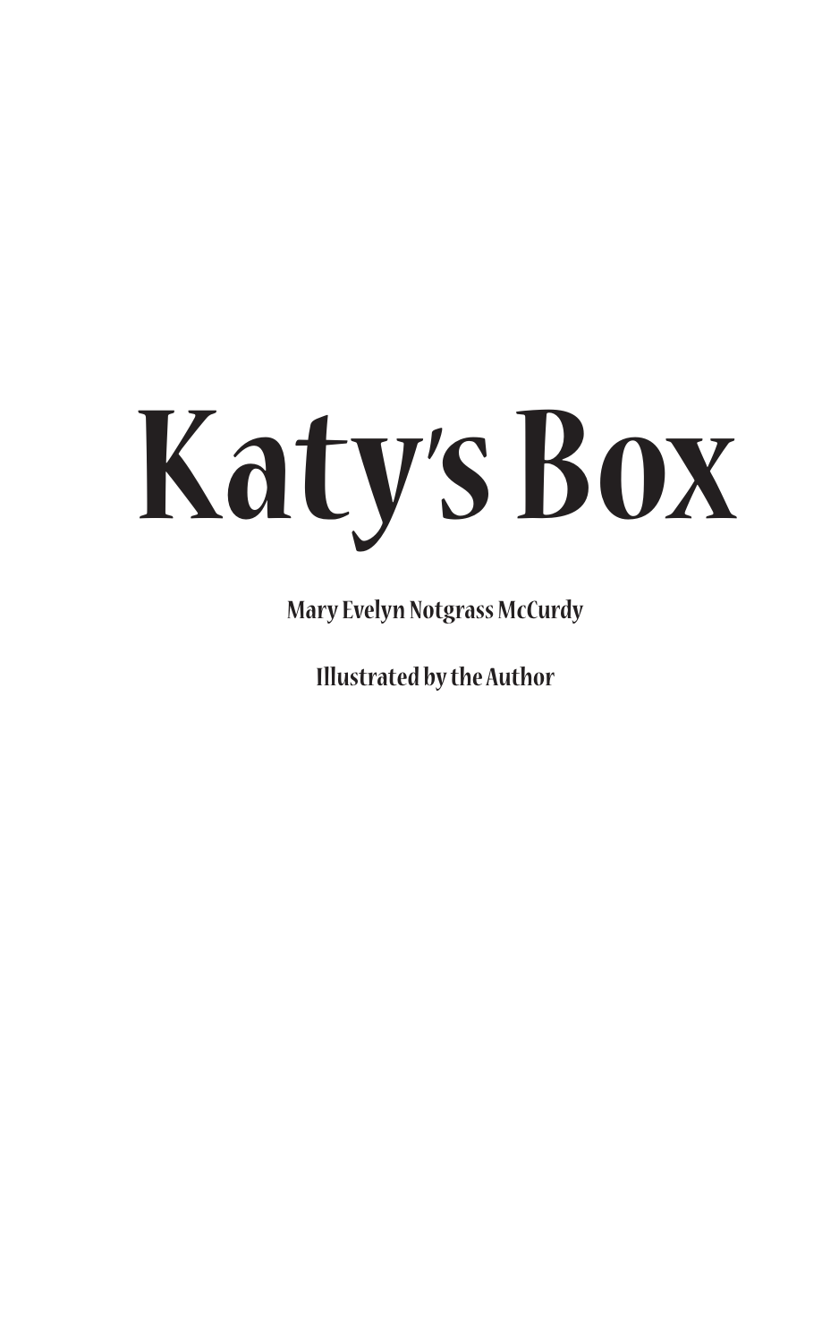# Katy's Box

**Mary Evelyn Notgrass McCurdy**

**Illustrated by the Author**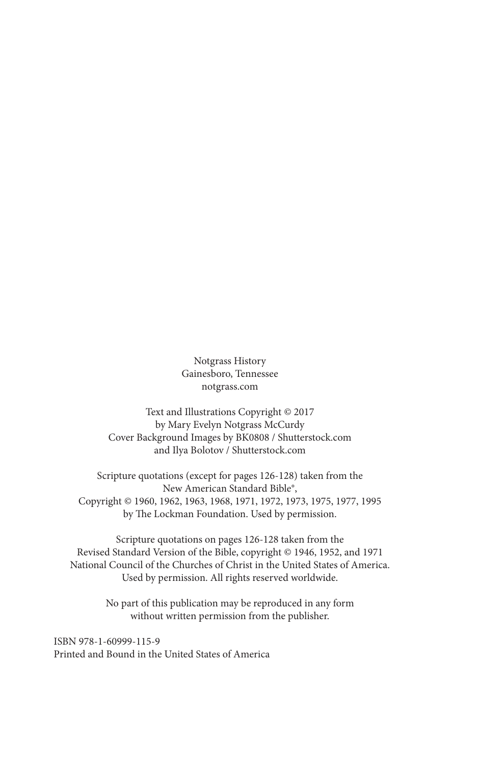Notgrass History
Gainesboro, Tennessee
notgrass.com

Text and Illustrations Copyright © 2017
by Mary Evelyn Notgrass McCurdy
Cover Background Images by BK0808 / Shutterstock.com
and Ilya Bolotov / Shutterstock.com

Scripture quotations (except for pages 126-128) taken from the
New American Standard Bible®,
Copyright © 1960, 1962, 1963, 1968, 1971, 1972, 1973, 1975, 1977, 1995
by The Lockman Foundation. Used by permission.

Scripture quotations on pages 126-128 taken from the
Revised Standard Version of the Bible, copyright © 1946, 1952, and 1971
National Council of the Churches of Christ in the United States of America.
Used by permission. All rights reserved worldwide.

No part of this publication may be reproduced in any form
without written permission from the publisher.

ISBN 978-1-60999-115-9
Printed and Bound in the United States of America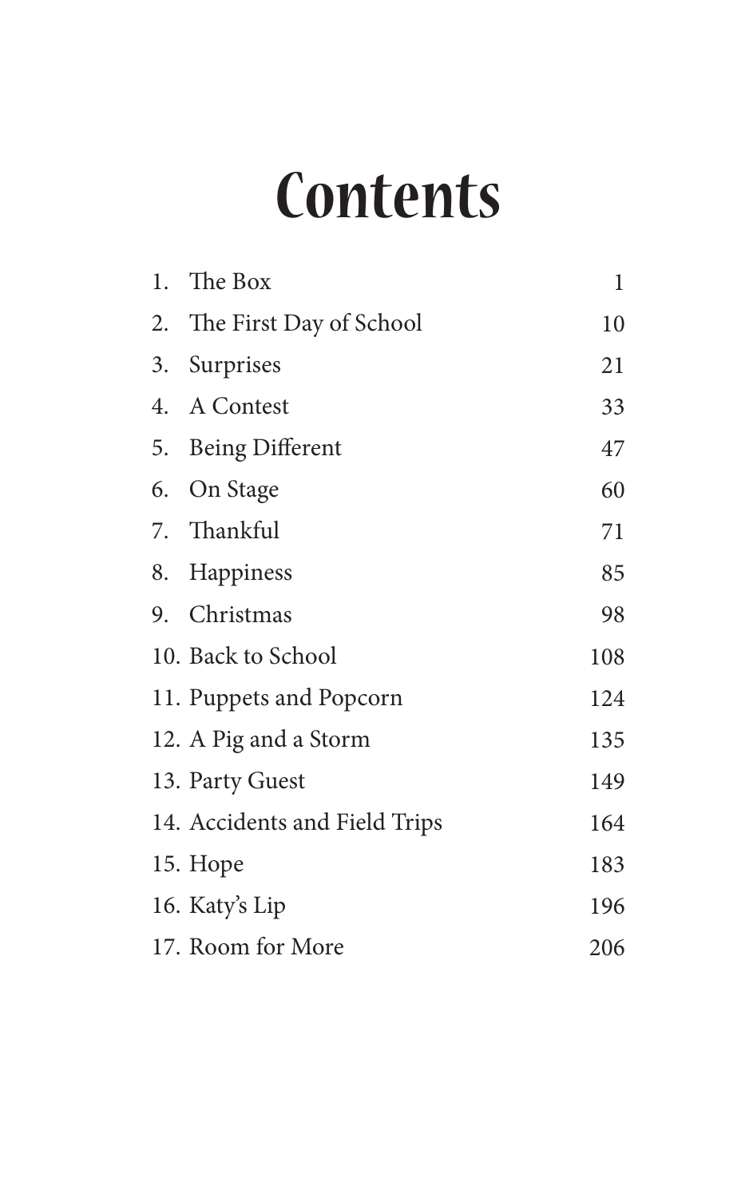# Contents

1. The Box 1
2. The First Day of School 10
3. Surprises 21
4. A Contest 33
5. Being Different 47
6. On Stage 60
7. Thankful 71
8. Happiness 85
9. Christmas 98
10. Back to School 108
11. Puppets and Popcorn 124
12. A Pig and a Storm 135
13. Party Guest 149
14. Accidents and Field Trips 164
15. Hope 183
16. Katy's Lip 196
17. Room for More 206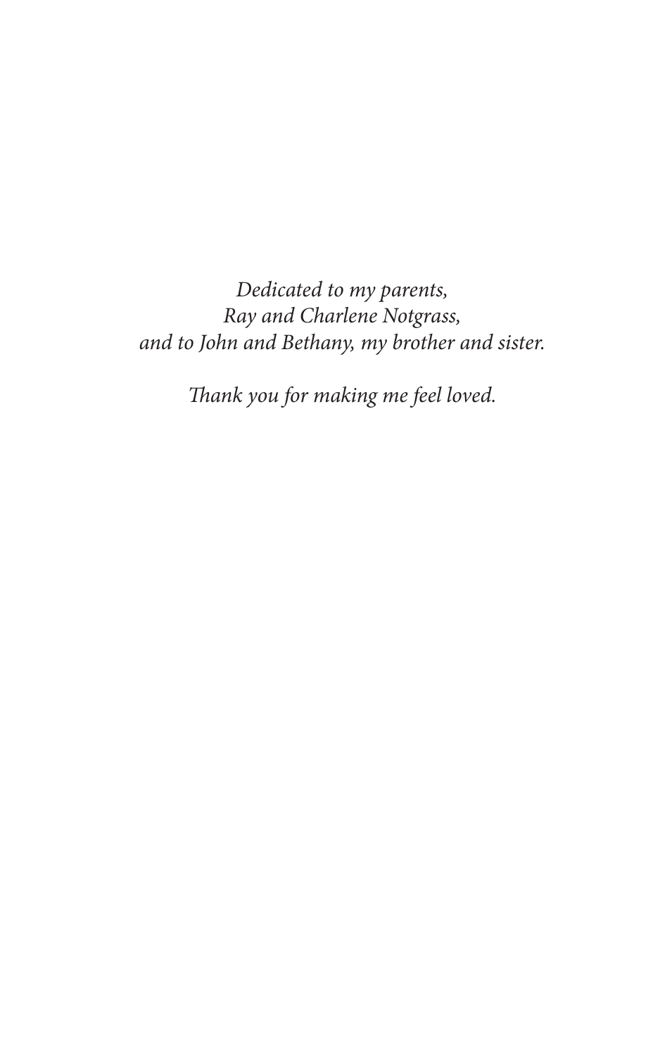*Dedicated to my parents,*
*Ray and Charlene Notgrass,*
*and to John and Bethany, my brother and sister.*

*Thank you for making me feel loved.*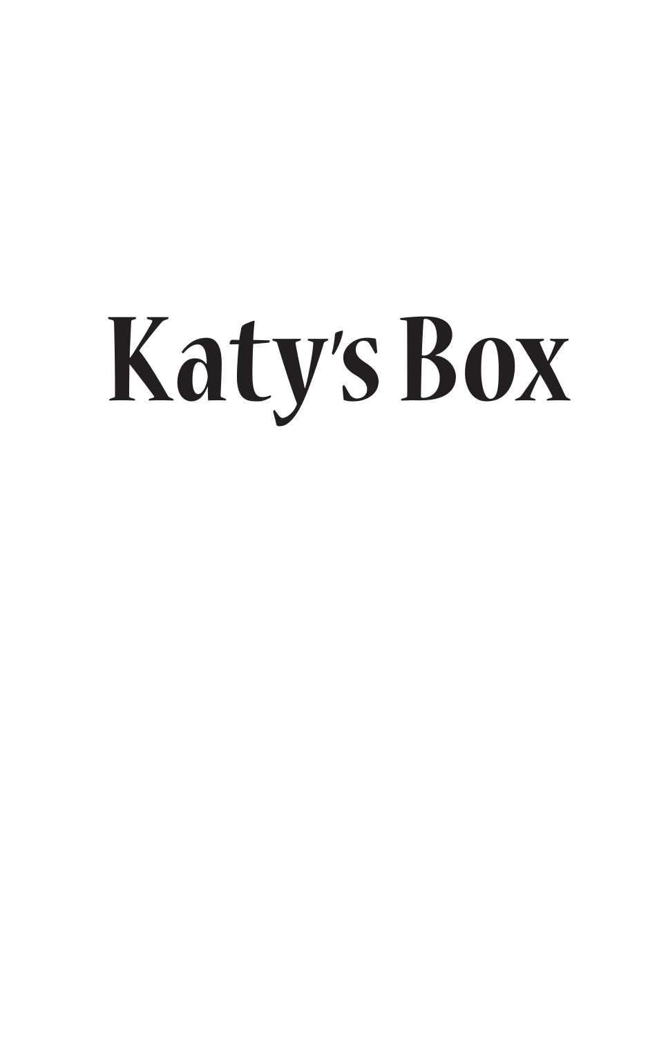# Katy's Box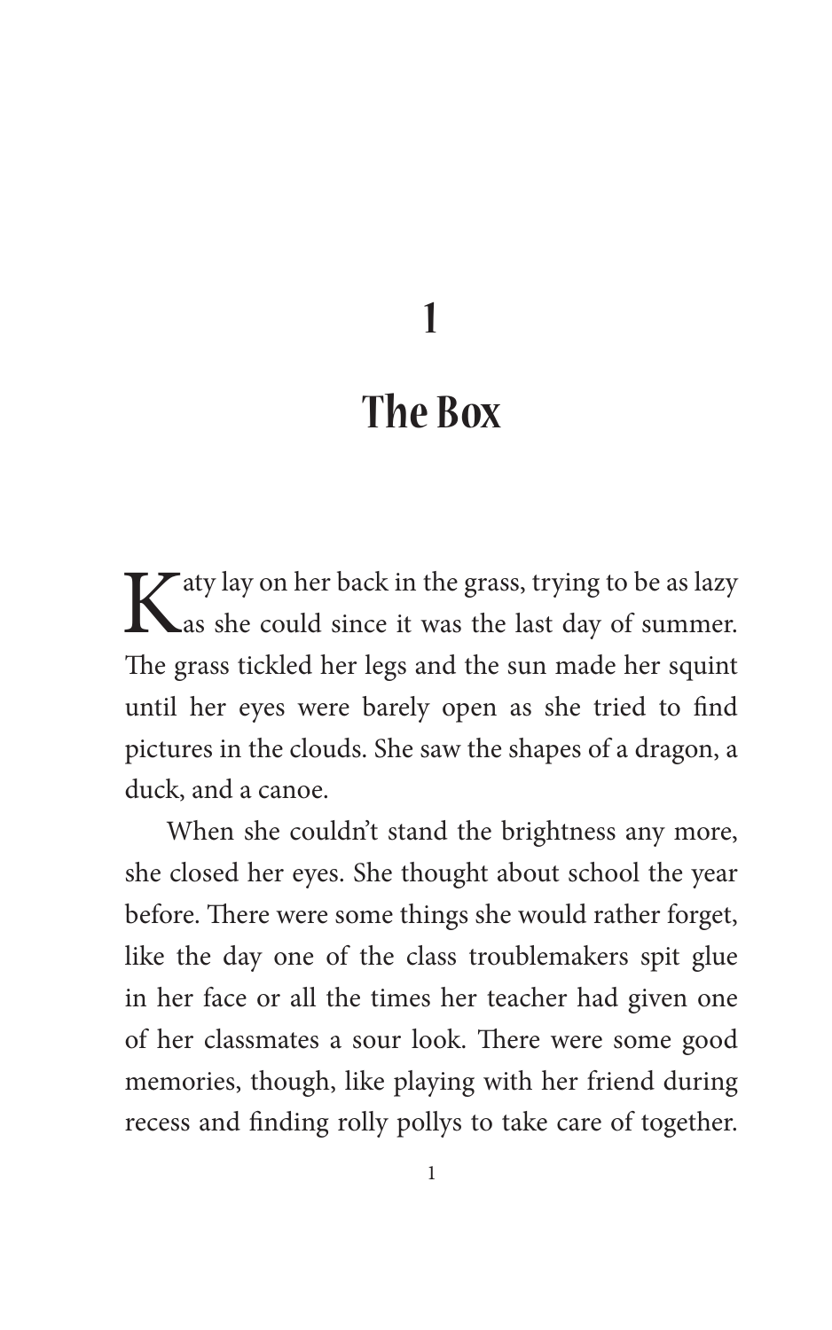# 1

# The Box

Katy lay on her back in the grass, trying to be as lazy as she could since it was the last day of summer. The grass tickled her legs and the sun made her squint until her eyes were barely open as she tried to find pictures in the clouds. She saw the shapes of a dragon, a duck, and a canoe.

When she couldn't stand the brightness any more, she closed her eyes. She thought about school the year before. There were some things she would rather forget, like the day one of the class troublemakers spit glue in her face or all the times her teacher had given one of her classmates a sour look. There were some good memories, though, like playing with her friend during recess and finding rolly pollys to take care of together.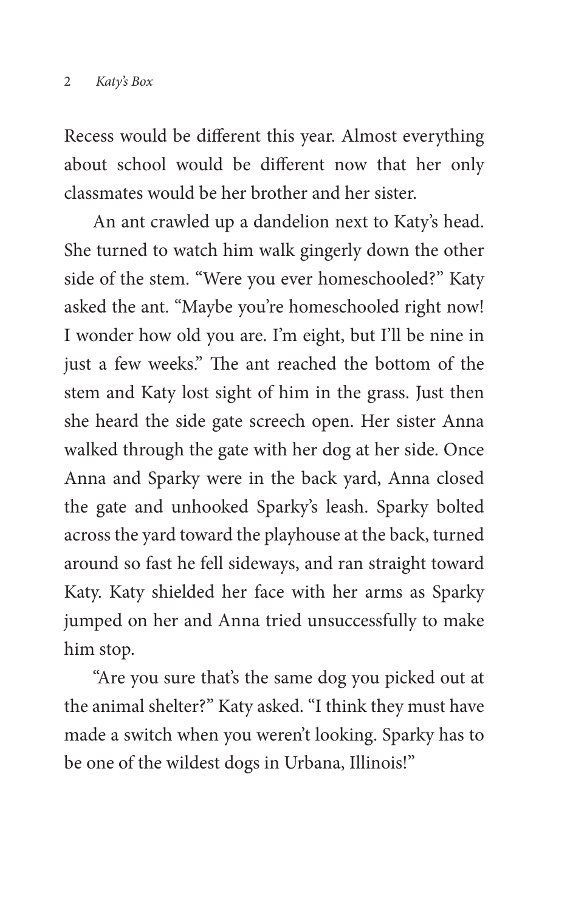Recess would be different this year. Almost everything about school would be different now that her only classmates would be her brother and her sister.

An ant crawled up a dandelion next to Katy's head. She turned to watch him walk gingerly down the other side of the stem. "Were you ever homeschooled?" Katy asked the ant. "Maybe you're homeschooled right now! I wonder how old you are. I'm eight, but I'll be nine in just a few weeks." The ant reached the bottom of the stem and Katy lost sight of him in the grass. Just then she heard the side gate screech open. Her sister Anna walked through the gate with her dog at her side. Once Anna and Sparky were in the back yard, Anna closed the gate and unhooked Sparky's leash. Sparky bolted across the yard toward the playhouse at the back, turned around so fast he fell sideways, and ran straight toward Katy. Katy shielded her face with her arms as Sparky jumped on her and Anna tried unsuccessfully to make him stop.

"Are you sure that's the same dog you picked out at the animal shelter?" Katy asked. "I think they must have made a switch when you weren't looking. Sparky has to be one of the wildest dogs in Urbana, Illinois!"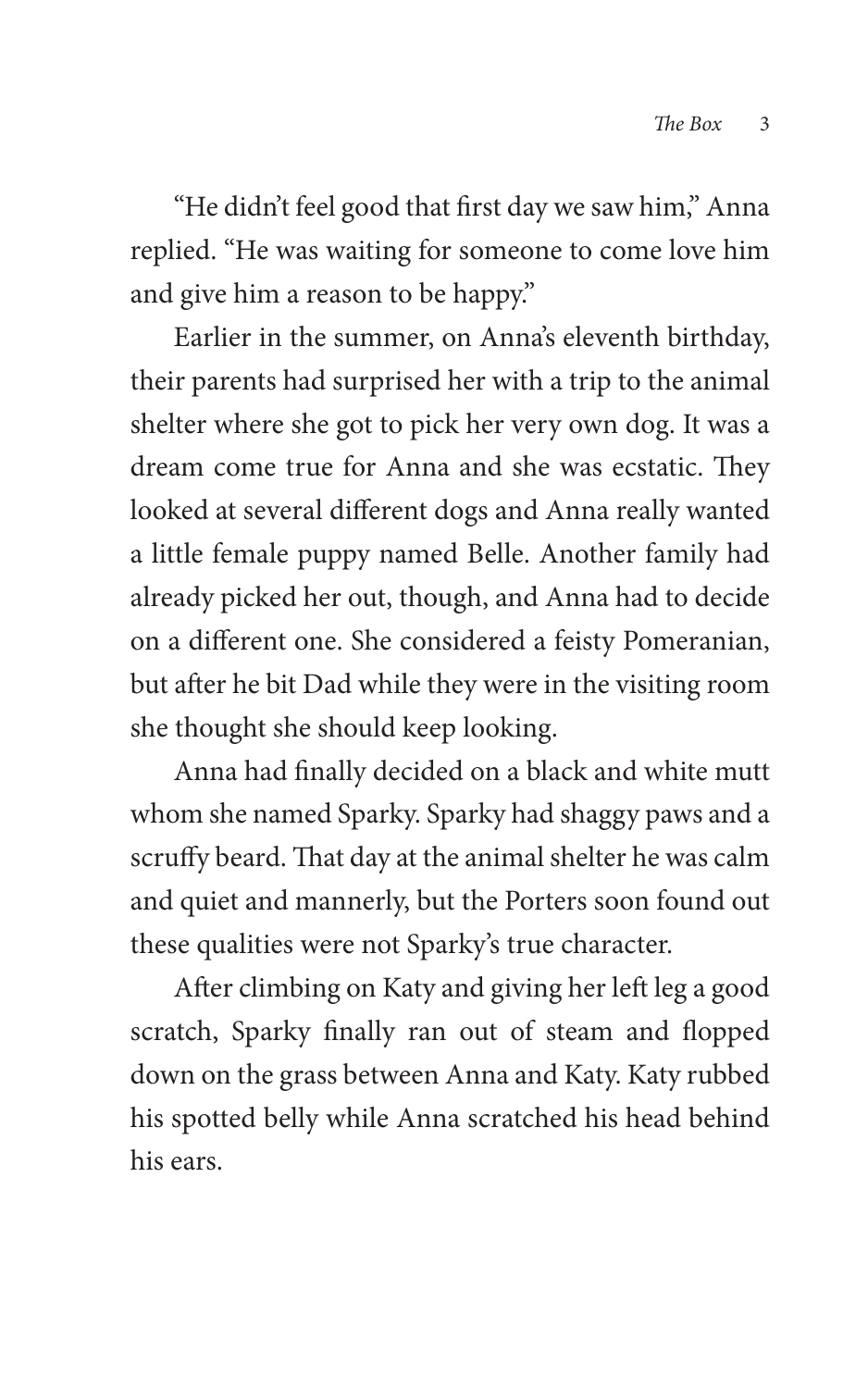"He didn't feel good that first day we saw him," Anna replied. "He was waiting for someone to come love him and give him a reason to be happy."

Earlier in the summer, on Anna's eleventh birthday, their parents had surprised her with a trip to the animal shelter where she got to pick her very own dog. It was a dream come true for Anna and she was ecstatic. They looked at several different dogs and Anna really wanted a little female puppy named Belle. Another family had already picked her out, though, and Anna had to decide on a different one. She considered a feisty Pomeranian, but after he bit Dad while they were in the visiting room she thought she should keep looking.

Anna had finally decided on a black and white mutt whom she named Sparky. Sparky had shaggy paws and a scruffy beard. That day at the animal shelter he was calm and quiet and mannerly, but the Porters soon found out these qualities were not Sparky's true character.

After climbing on Katy and giving her left leg a good scratch, Sparky finally ran out of steam and flopped down on the grass between Anna and Katy. Katy rubbed his spotted belly while Anna scratched his head behind his ears.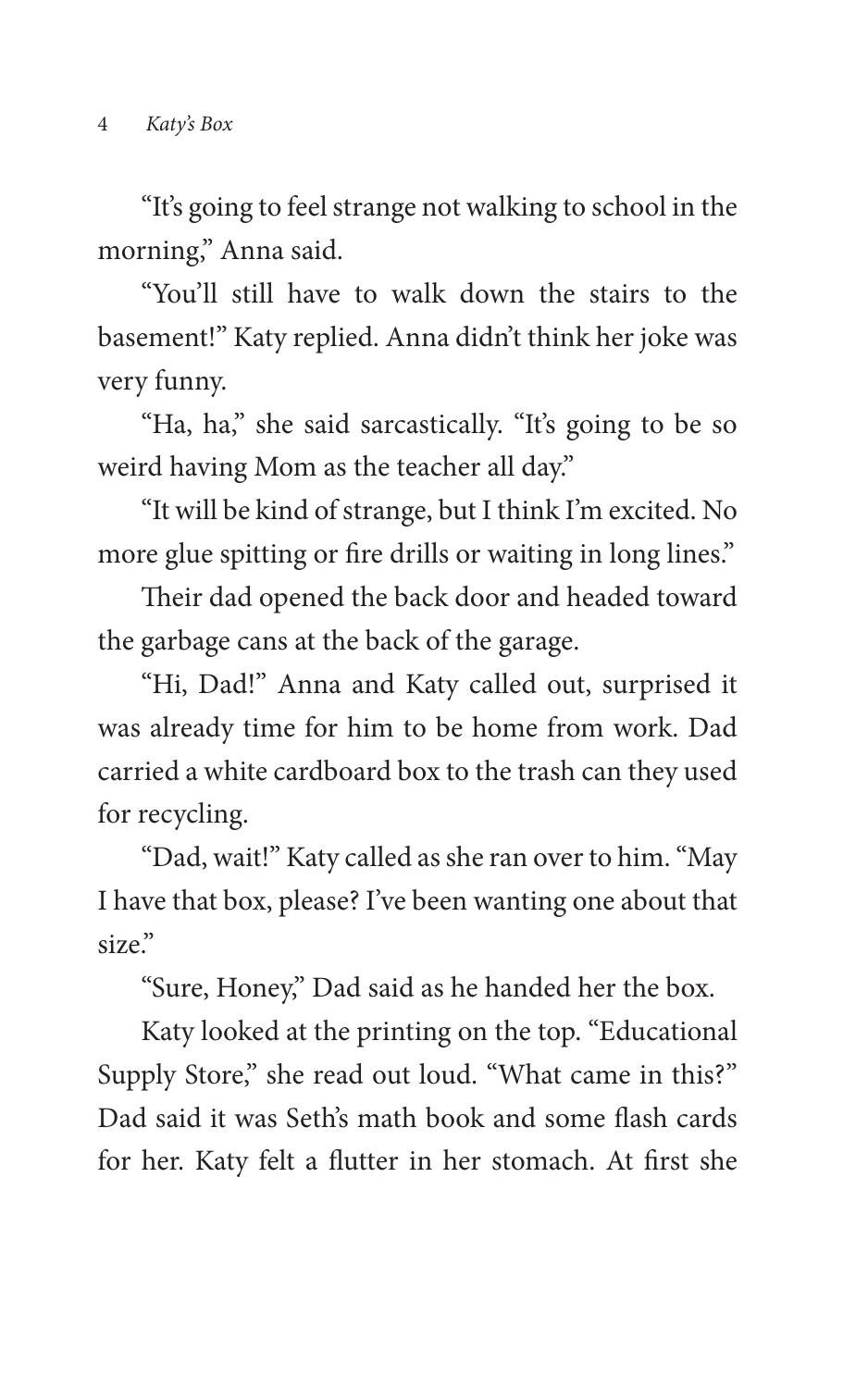"It's going to feel strange not walking to school in the morning," Anna said.

"You'll still have to walk down the stairs to the basement!" Katy replied. Anna didn't think her joke was very funny.

"Ha, ha," she said sarcastically. "It's going to be so weird having Mom as the teacher all day."

"It will be kind of strange, but I think I'm excited. No more glue spitting or fire drills or waiting in long lines."

Their dad opened the back door and headed toward the garbage cans at the back of the garage.

"Hi, Dad!" Anna and Katy called out, surprised it was already time for him to be home from work. Dad carried a white cardboard box to the trash can they used for recycling.

"Dad, wait!" Katy called as she ran over to him. "May I have that box, please? I've been wanting one about that size."

"Sure, Honey," Dad said as he handed her the box.

Katy looked at the printing on the top. "Educational Supply Store," she read out loud. "What came in this?" Dad said it was Seth's math book and some flash cards for her. Katy felt a flutter in her stomach. At first she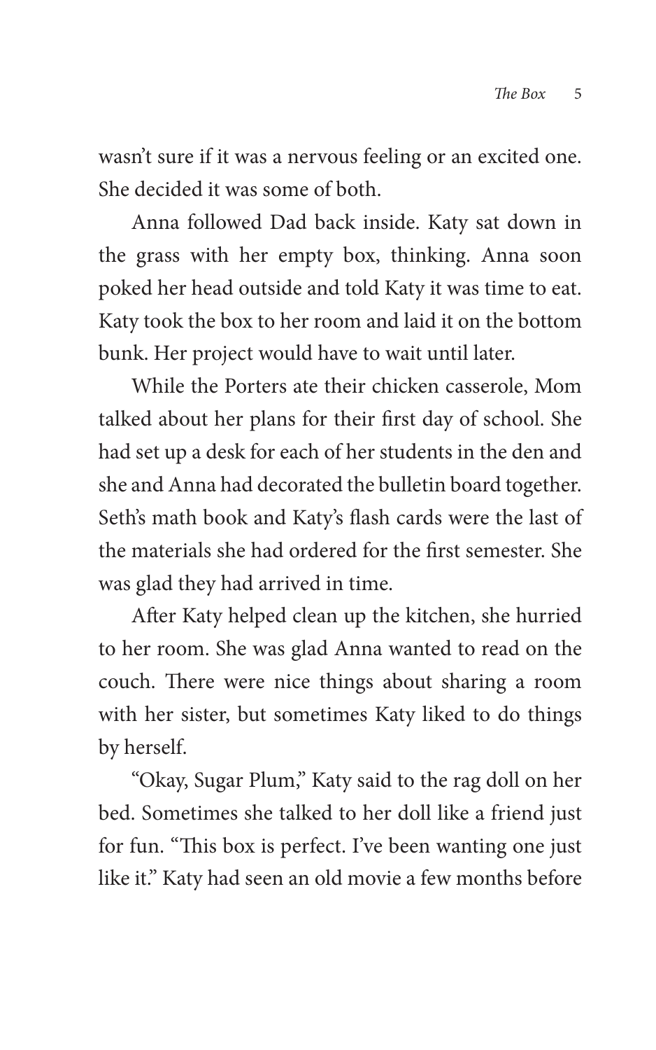wasn't sure if it was a nervous feeling or an excited one. She decided it was some of both.

Anna followed Dad back inside. Katy sat down in the grass with her empty box, thinking. Anna soon poked her head outside and told Katy it was time to eat. Katy took the box to her room and laid it on the bottom bunk. Her project would have to wait until later.

While the Porters ate their chicken casserole, Mom talked about her plans for their first day of school. She had set up a desk for each of her students in the den and she and Anna had decorated the bulletin board together. Seth's math book and Katy's flash cards were the last of the materials she had ordered for the first semester. She was glad they had arrived in time.

After Katy helped clean up the kitchen, she hurried to her room. She was glad Anna wanted to read on the couch. There were nice things about sharing a room with her sister, but sometimes Katy liked to do things by herself.

"Okay, Sugar Plum," Katy said to the rag doll on her bed. Sometimes she talked to her doll like a friend just for fun. "This box is perfect. I've been wanting one just like it." Katy had seen an old movie a few months before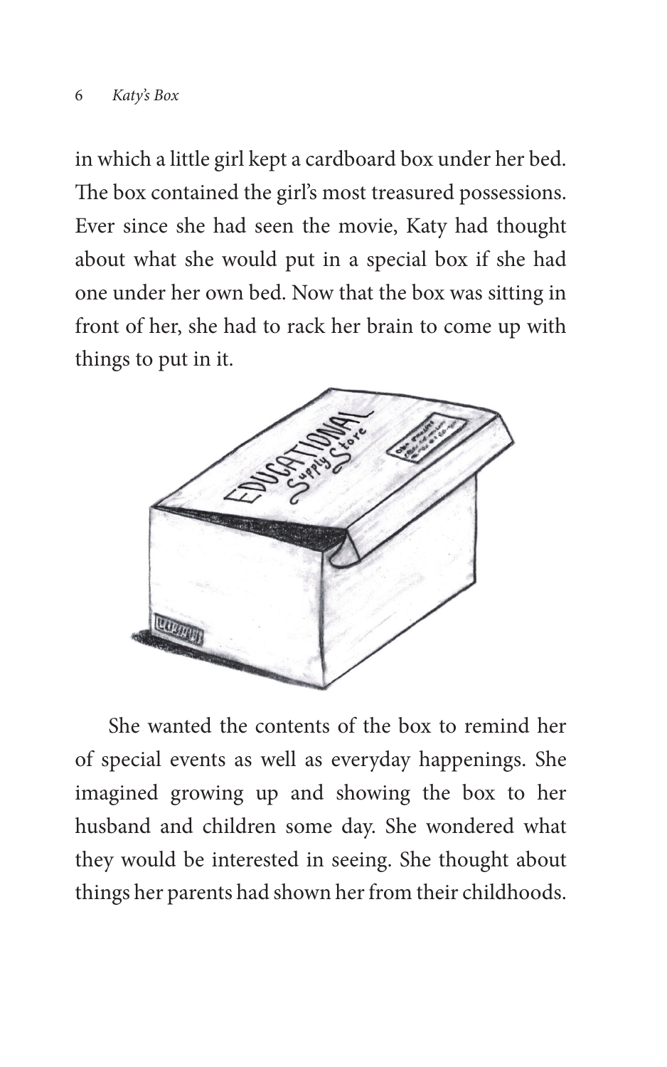in which a little girl kept a cardboard box under her bed. The box contained the girl's most treasured possessions. Ever since she had seen the movie, Katy had thought about what she would put in a special box if she had one under her own bed. Now that the box was sitting in front of her, she had to rack her brain to come up with things to put in it.

She wanted the contents of the box to remind her of special events as well as everyday happenings. She imagined growing up and showing the box to her husband and children some day. She wondered what they would be interested in seeing. She thought about things her parents had shown her from their childhoods.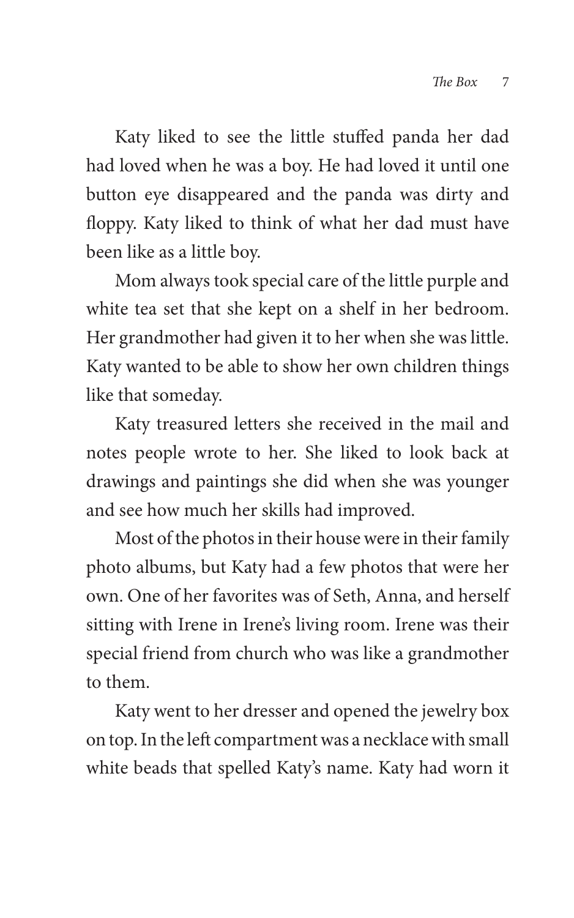Katy liked to see the little stuffed panda her dad had loved when he was a boy. He had loved it until one button eye disappeared and the panda was dirty and floppy. Katy liked to think of what her dad must have been like as a little boy.

Mom always took special care of the little purple and white tea set that she kept on a shelf in her bedroom. Her grandmother had given it to her when she was little. Katy wanted to be able to show her own children things like that someday.

Katy treasured letters she received in the mail and notes people wrote to her. She liked to look back at drawings and paintings she did when she was younger and see how much her skills had improved.

Most of the photos in their house were in their family photo albums, but Katy had a few photos that were her own. One of her favorites was of Seth, Anna, and herself sitting with Irene in Irene's living room. Irene was their special friend from church who was like a grandmother to them.

Katy went to her dresser and opened the jewelry box on top. In the left compartment was a necklace with small white beads that spelled Katy's name. Katy had worn it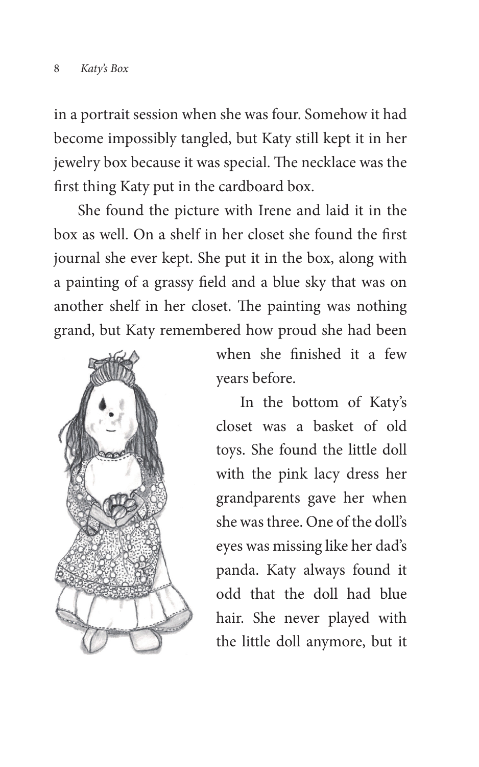in a portrait session when she was four. Somehow it had become impossibly tangled, but Katy still kept it in her jewelry box because it was special. The necklace was the first thing Katy put in the cardboard box.

She found the picture with Irene and laid it in the box as well. On a shelf in her closet she found the first journal she ever kept. She put it in the box, along with a painting of a grassy field and a blue sky that was on another shelf in her closet. The painting was nothing grand, but Katy remembered how proud she had been when she finished it a few years before.

In the bottom of Katy's closet was a basket of old toys. She found the little doll with the pink lacy dress her grandparents gave her when she was three. One of the doll's eyes was missing like her dad's panda. Katy always found it odd that the doll had blue hair. She never played with the little doll anymore, but it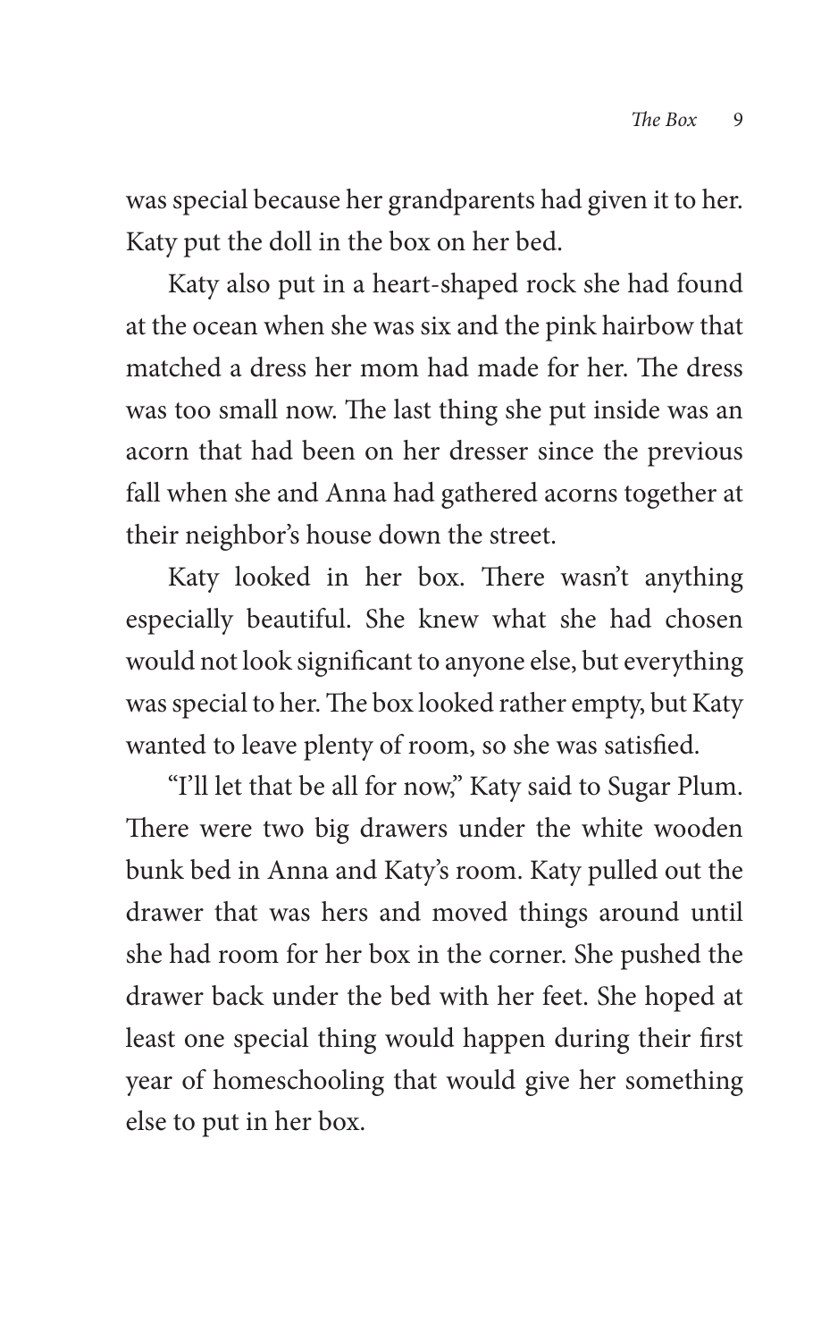was special because her grandparents had given it to her. Katy put the doll in the box on her bed.

Katy also put in a heart-shaped rock she had found at the ocean when she was six and the pink hairbow that matched a dress her mom had made for her. The dress was too small now. The last thing she put inside was an acorn that had been on her dresser since the previous fall when she and Anna had gathered acorns together at their neighbor's house down the street.

Katy looked in her box. There wasn't anything especially beautiful. She knew what she had chosen would not look significant to anyone else, but everything was special to her. The box looked rather empty, but Katy wanted to leave plenty of room, so she was satisfied.

"I'll let that be all for now," Katy said to Sugar Plum. There were two big drawers under the white wooden bunk bed in Anna and Katy's room. Katy pulled out the drawer that was hers and moved things around until she had room for her box in the corner. She pushed the drawer back under the bed with her feet. She hoped at least one special thing would happen during their first year of homeschooling that would give her something else to put in her box.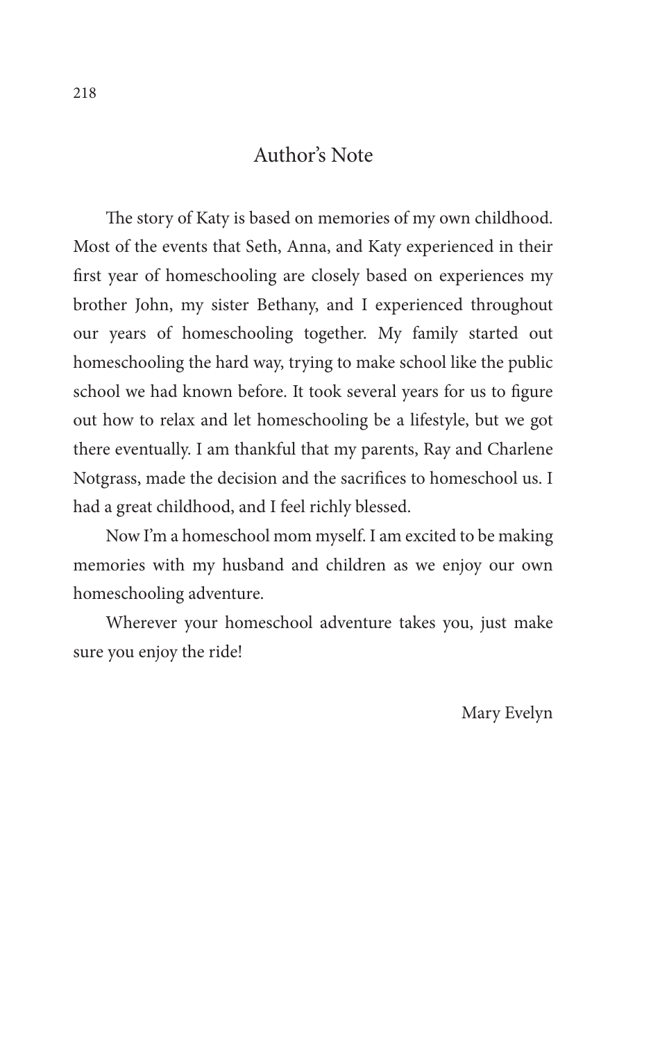## Author's Note

The story of Katy is based on memories of my own childhood. Most of the events that Seth, Anna, and Katy experienced in their first year of homeschooling are closely based on experiences my brother John, my sister Bethany, and I experienced throughout our years of homeschooling together. My family started out homeschooling the hard way, trying to make school like the public school we had known before. It took several years for us to figure out how to relax and let homeschooling be a lifestyle, but we got there eventually. I am thankful that my parents, Ray and Charlene Notgrass, made the decision and the sacrifices to homeschool us. I had a great childhood, and I feel richly blessed.

Now I'm a homeschool mom myself. I am excited to be making memories with my husband and children as we enjoy our own homeschooling adventure.

Wherever your homeschool adventure takes you, just make sure you enjoy the ride!

Mary Evelyn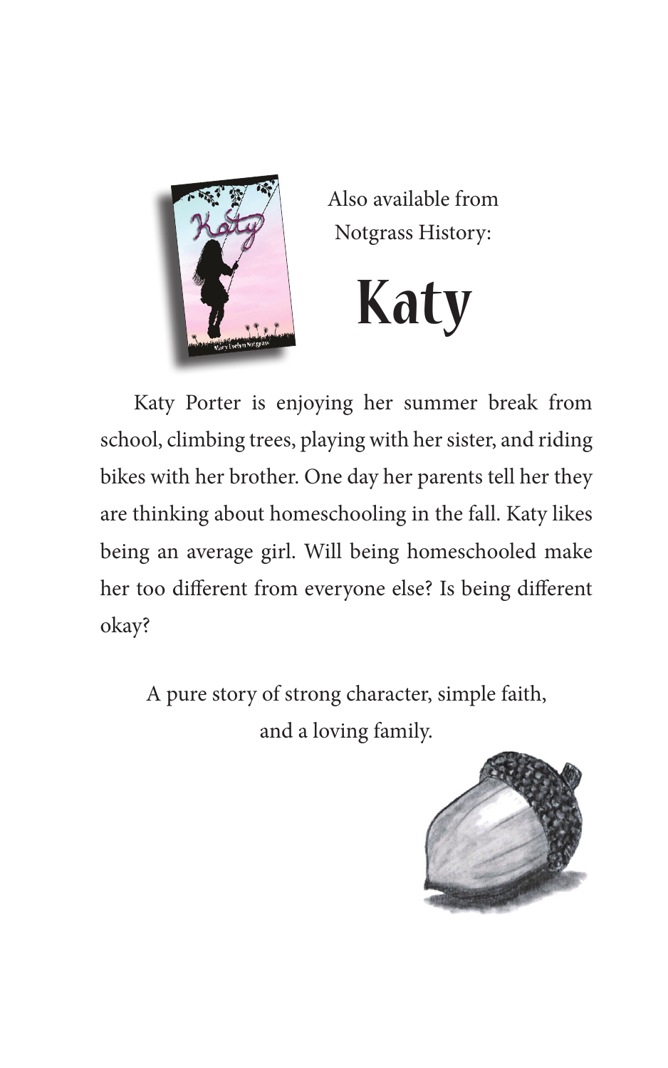Also available from Notgrass History:

# Katy

Katy Porter is enjoying her summer break from school, climbing trees, playing with her sister, and riding bikes with her brother. One day her parents tell her they are thinking about homeschooling in the fall. Katy likes being an average girl. Will being homeschooled make her too different from everyone else? Is being different okay?

A pure story of strong character, simple faith, and a loving family.